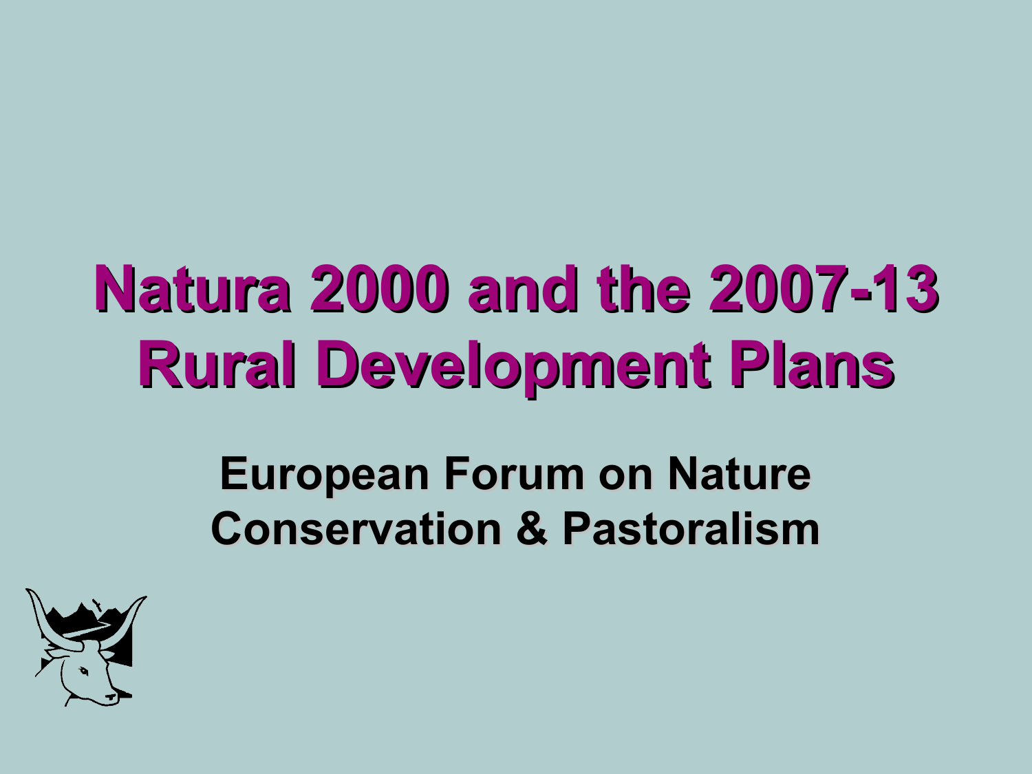# Natura 2000 and the 2007-13 Rural Development Plans

## European Forum on Nature Conservation & Pastoralism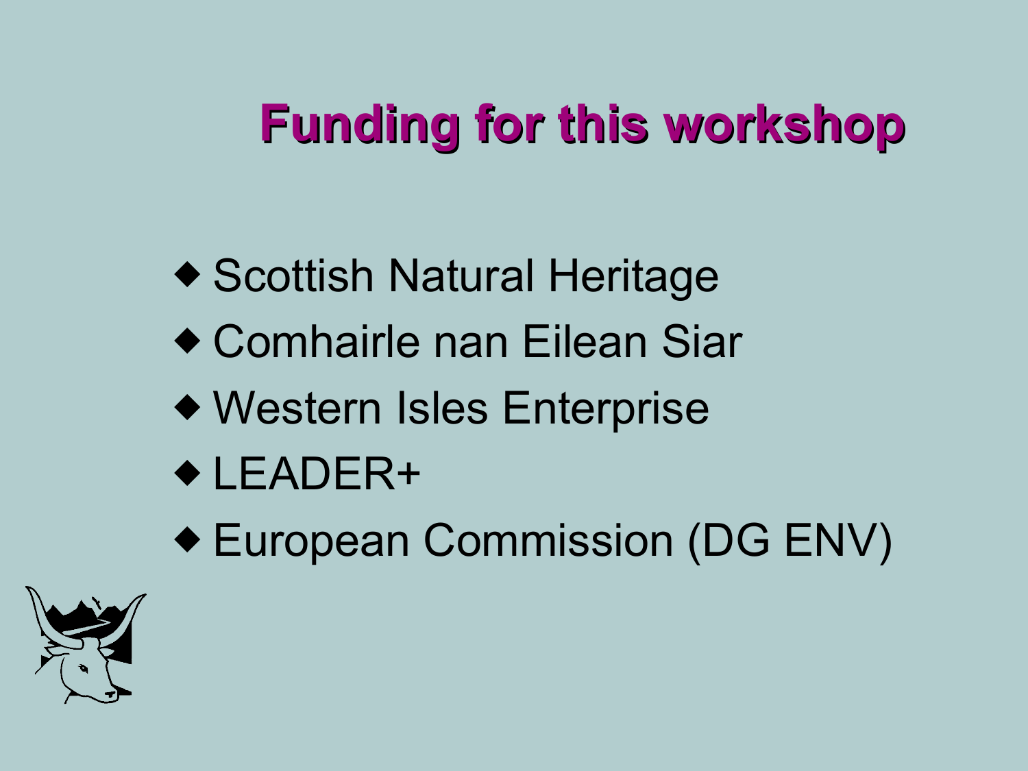# Funding for this workshop

- Scottish Natural Heritage
- Comhairle nan Eilean Siar
- Western Isles Enterprise
- LEADER+
- European Commission (DG ENV)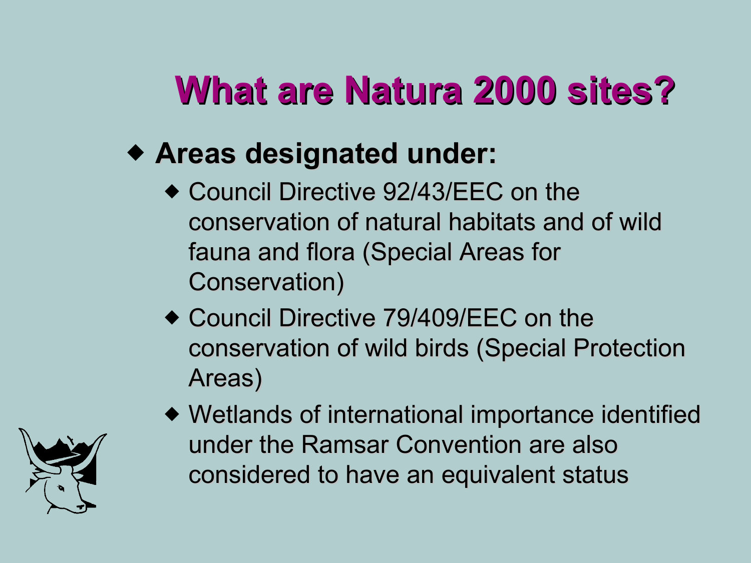# What are Natura 2000 sites?

- **Areas designated under:**
  - Council Directive 92/43/EEC on the conservation of natural habitats and of wild fauna and flora (Special Areas for Conservation)
  - Council Directive 79/409/EEC on the conservation of wild birds (Special Protection Areas)
  - Wetlands of international importance identified under the Ramsar Convention are also considered to have an equivalent status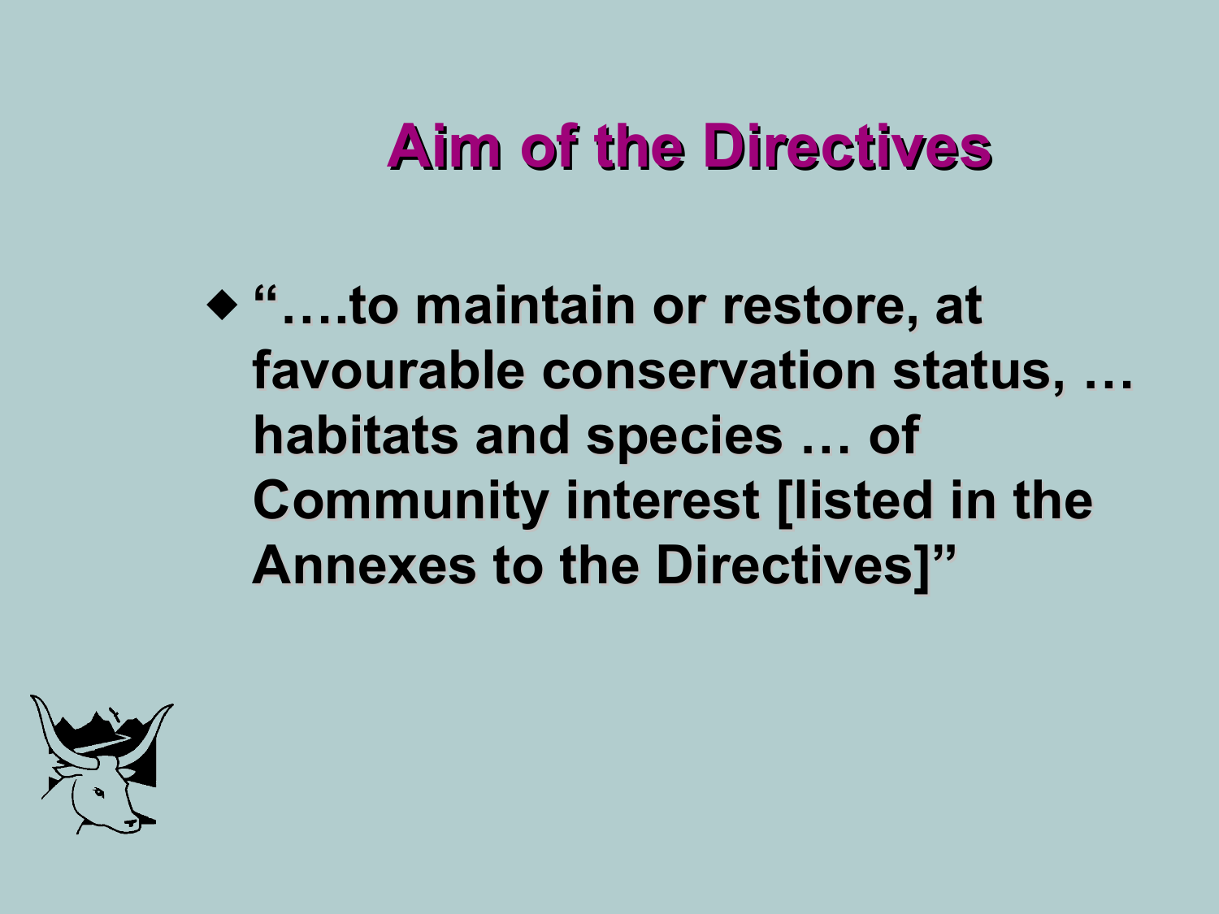# Aim of the Directives

- **"….to maintain or restore, at favourable conservation status, … habitats and species … of Community interest [listed in the Annexes to the Directives]"**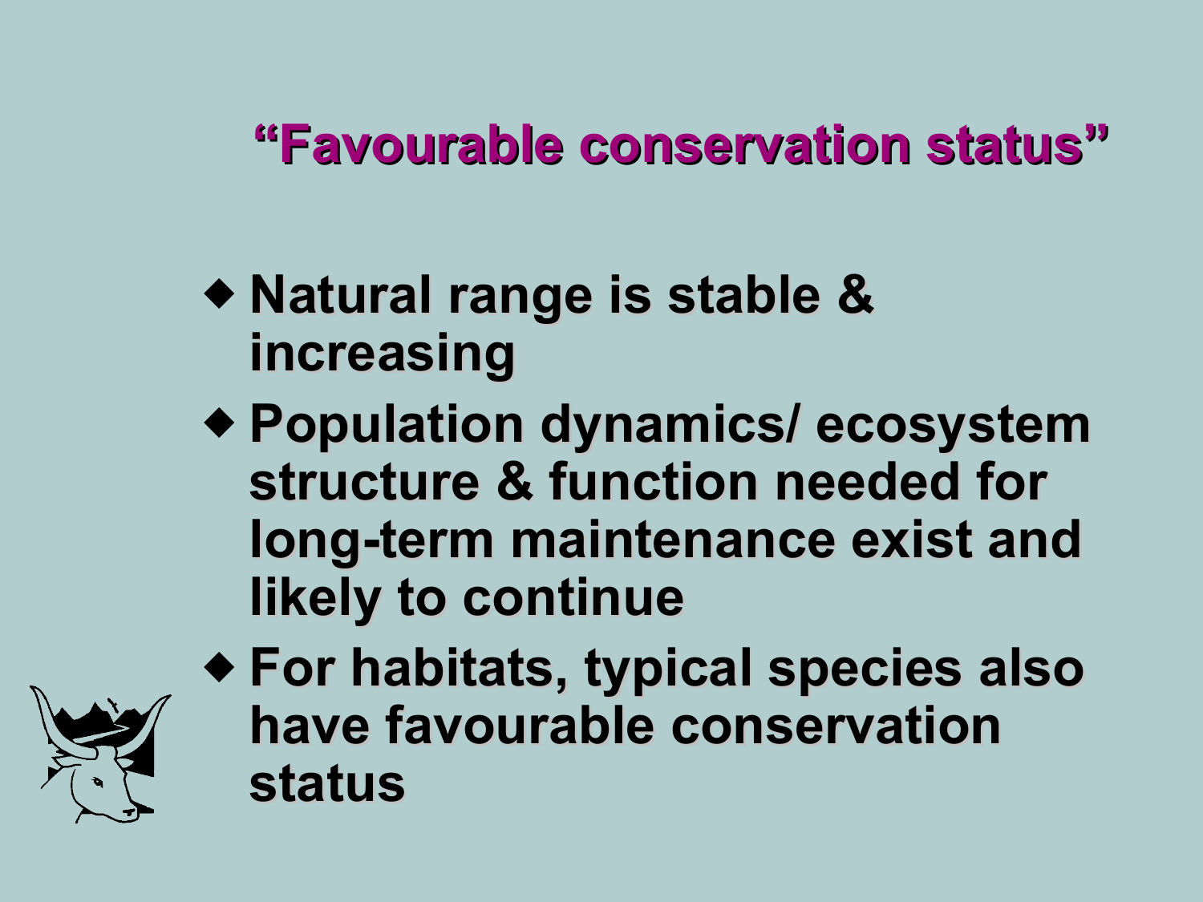# "Favourable conservation status"

- Natural range is stable & increasing
- Population dynamics/ ecosystem structure & function needed for long-term maintenance exist and likely to continue
- For habitats, typical species also have favourable conservation status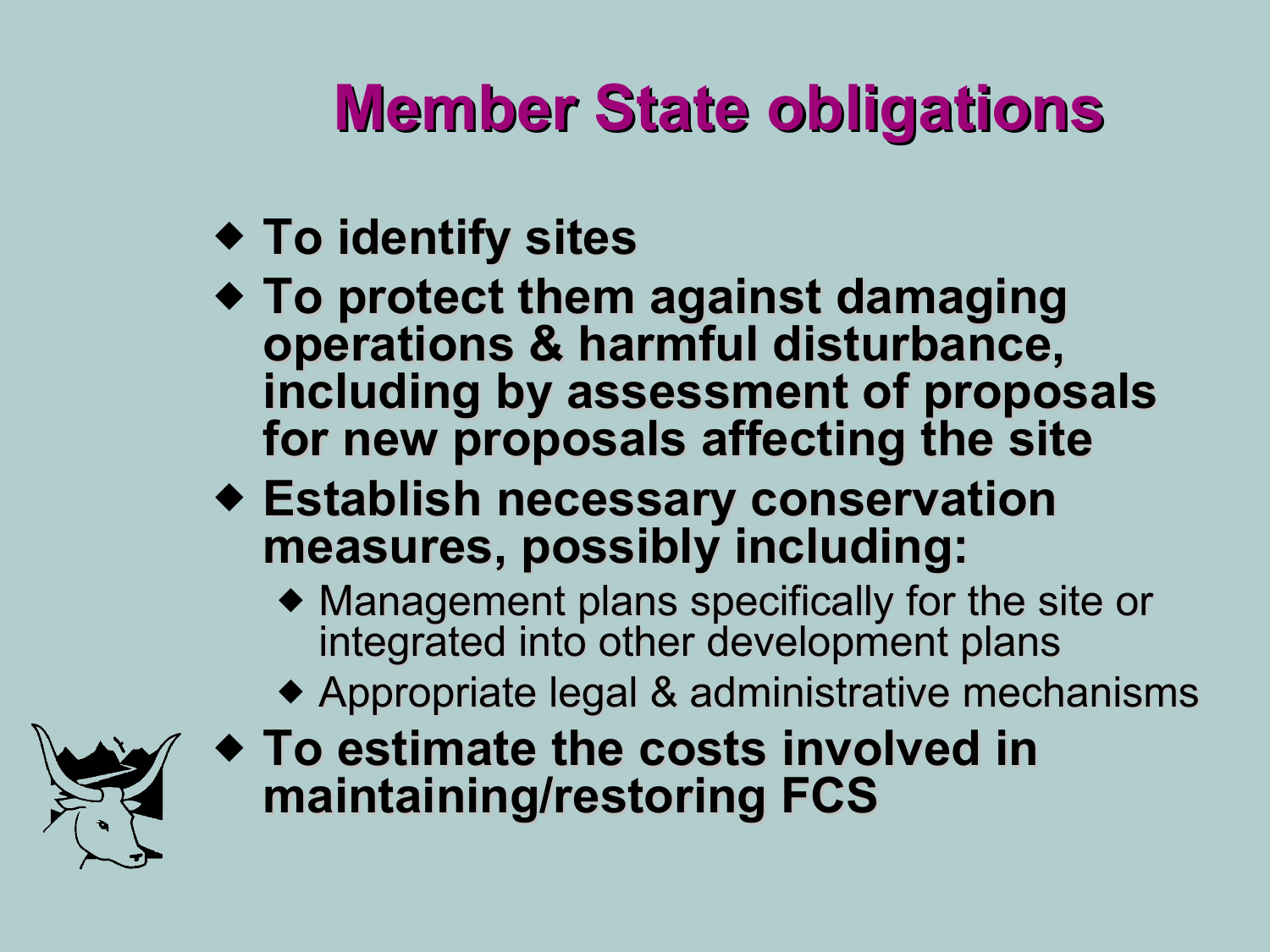# Member State obligations

- **To identify sites**
- **To protect them against damaging operations & harmful disturbance, including by assessment of proposals for new proposals affecting the site**
- **Establish necessary conservation measures, possibly including:**
  - Management plans specifically for the site or integrated into other development plans
  - Appropriate legal & administrative mechanisms
- **To estimate the costs involved in maintaining/restoring FCS**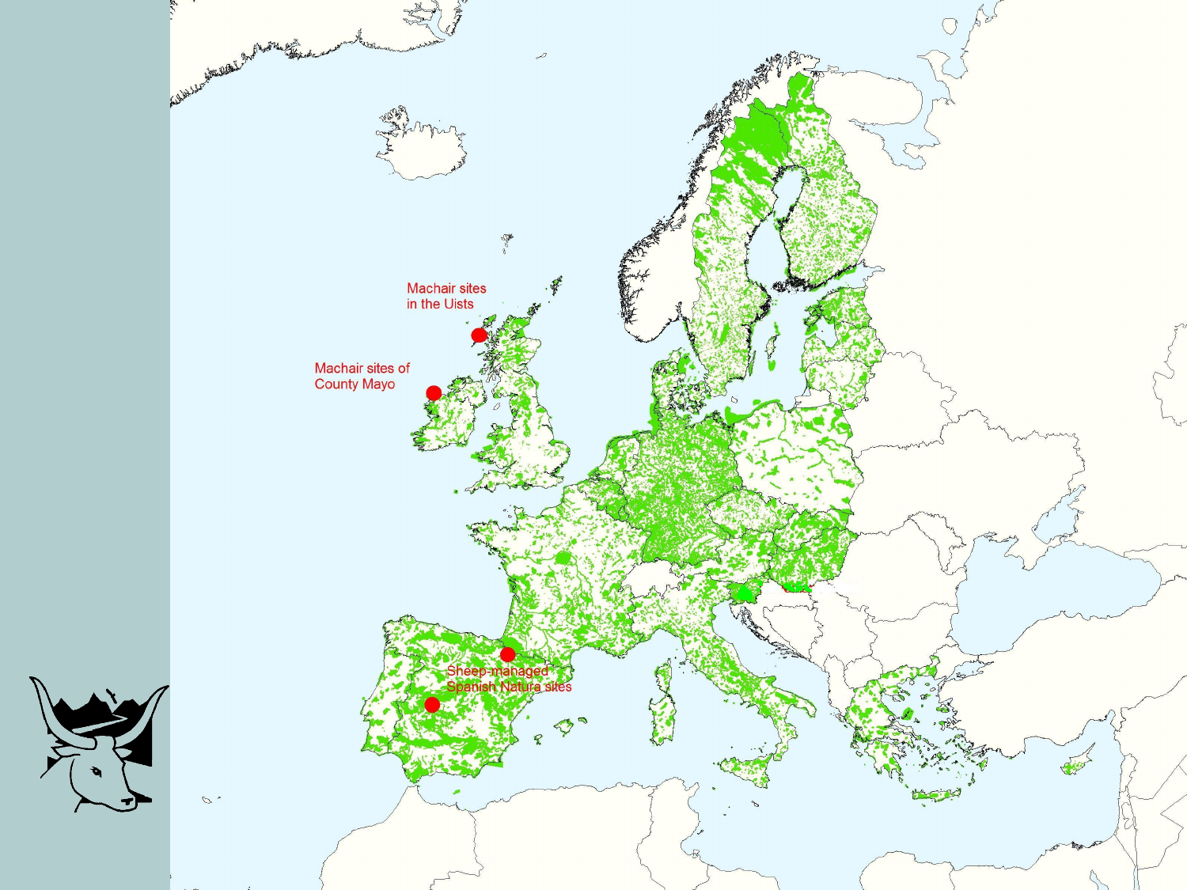Machair sites in the Uists

Machair sites of County Mayo

Sheep-managed Spanish Natura sites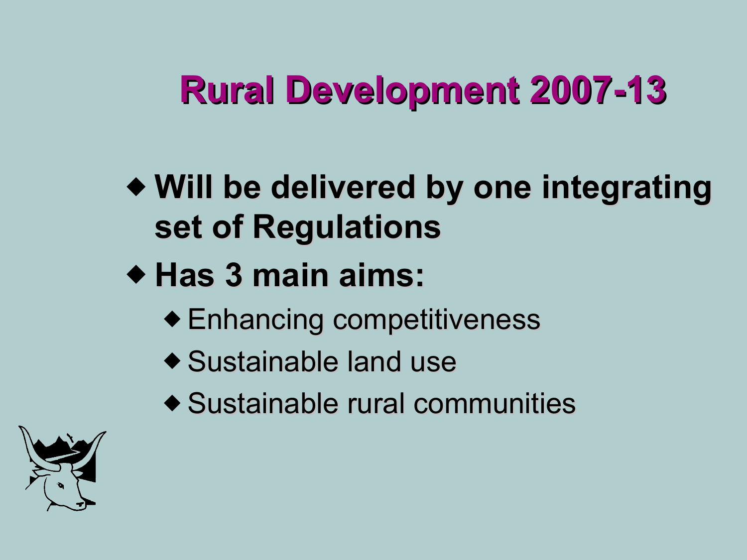# Rural Development 2007-13

- **Will be delivered by one integrating set of Regulations**
- **Has 3 main aims:**
  - Enhancing competitiveness
  - Sustainable land use
  - Sustainable rural communities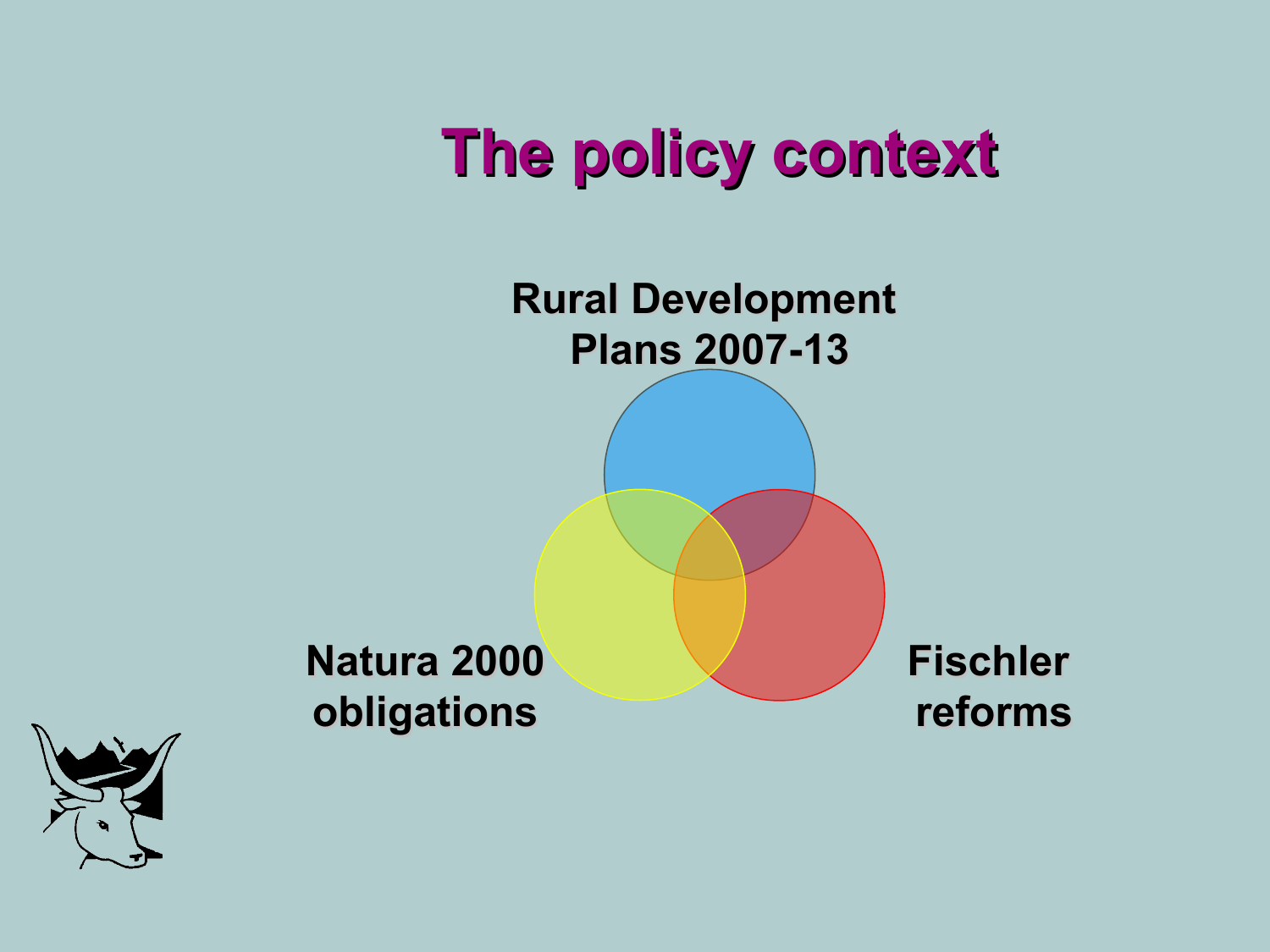# The policy context

Rural Development Plans 2007-13

Natura 2000 obligations

Fischler reforms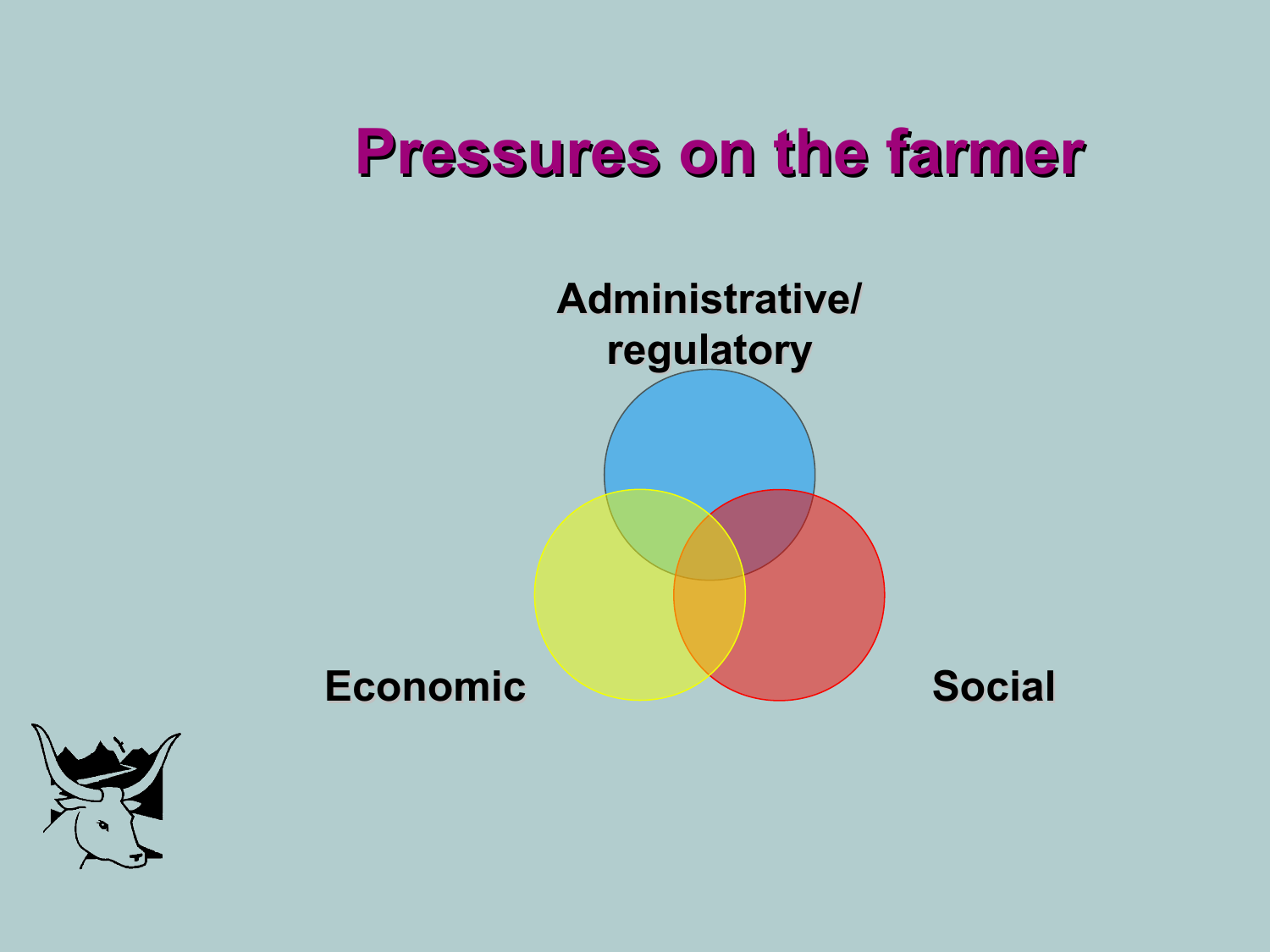# Pressures on the farmer

Administrative/ regulatory

Economic

Social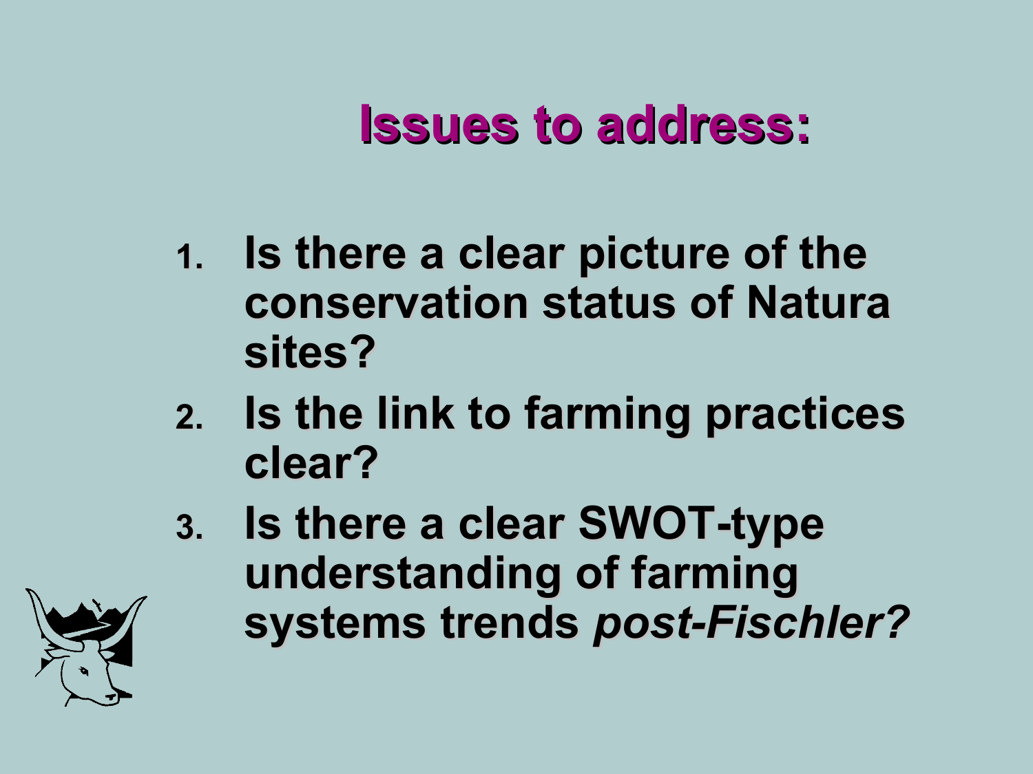# Issues to address:

1. Is there a clear picture of the conservation status of Natura sites?
2. Is the link to farming practices clear?
3. Is there a clear SWOT-type understanding of farming systems trends *post-Fischler?*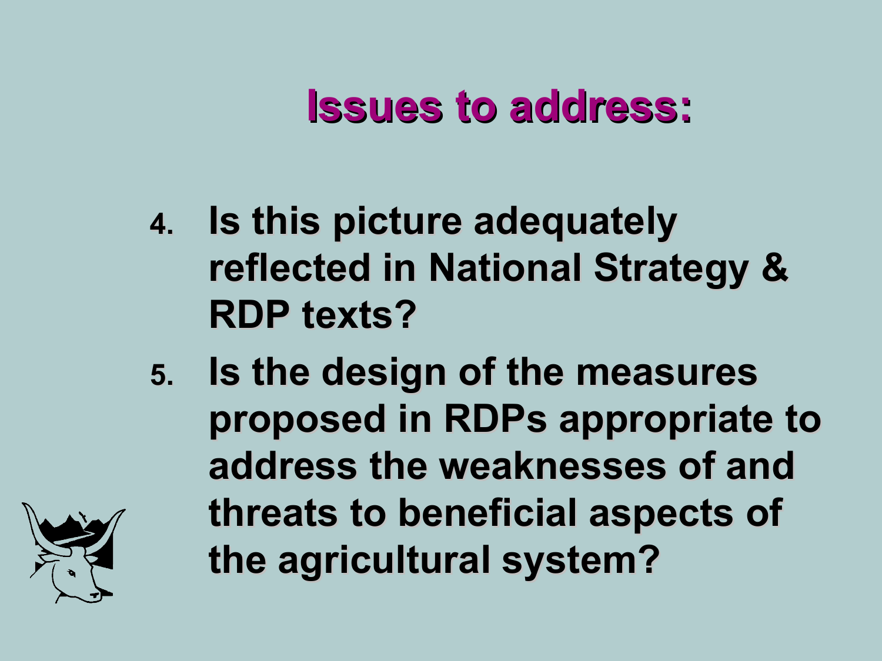# Issues to address:

4. Is this picture adequately reflected in National Strategy & RDP texts?
5. Is the design of the measures proposed in RDPs appropriate to address the weaknesses of and threats to beneficial aspects of the agricultural system?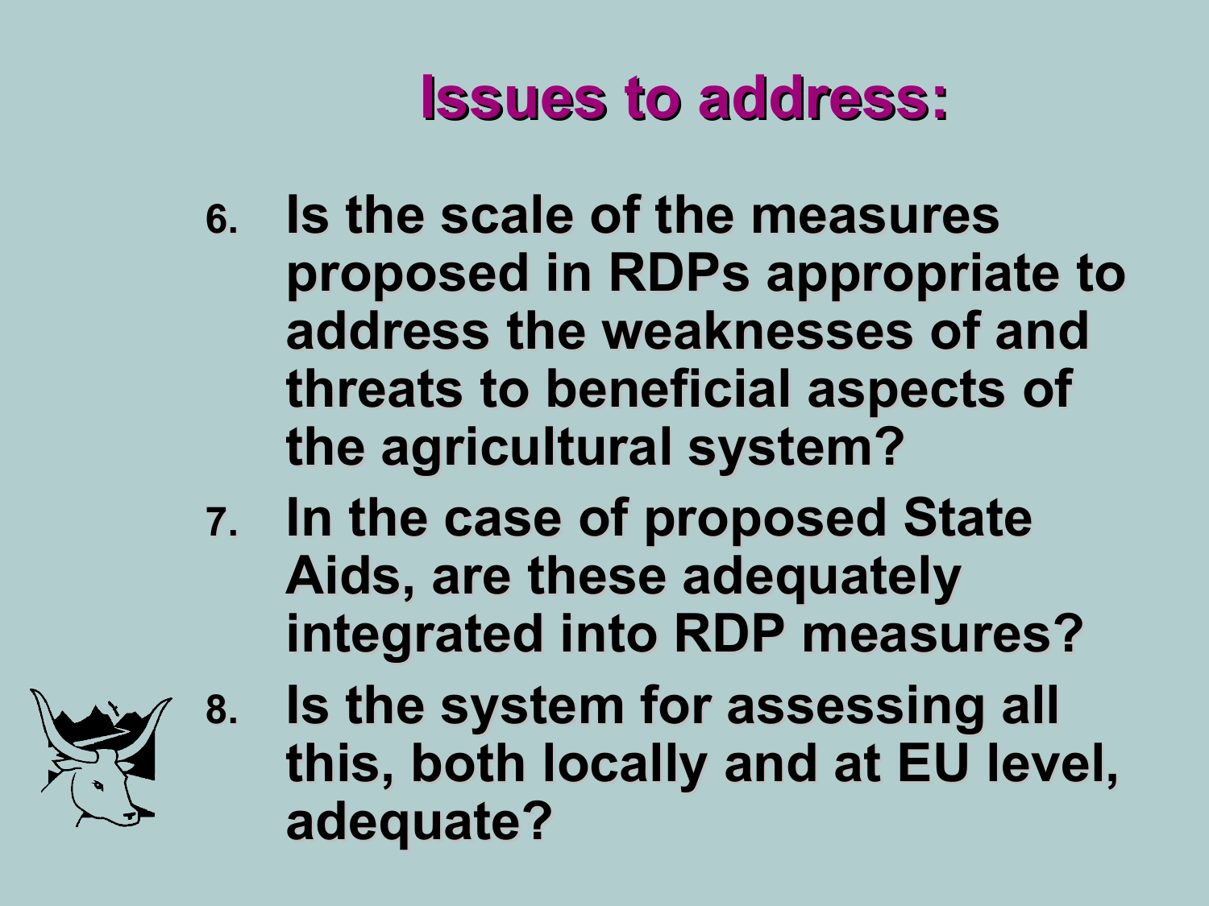# Issues to address:

6. Is the scale of the measures proposed in RDPs appropriate to address the weaknesses of and threats to beneficial aspects of the agricultural system?
7. In the case of proposed State Aids, are these adequately integrated into RDP measures?
8. Is the system for assessing all this, both locally and at EU level, adequate?